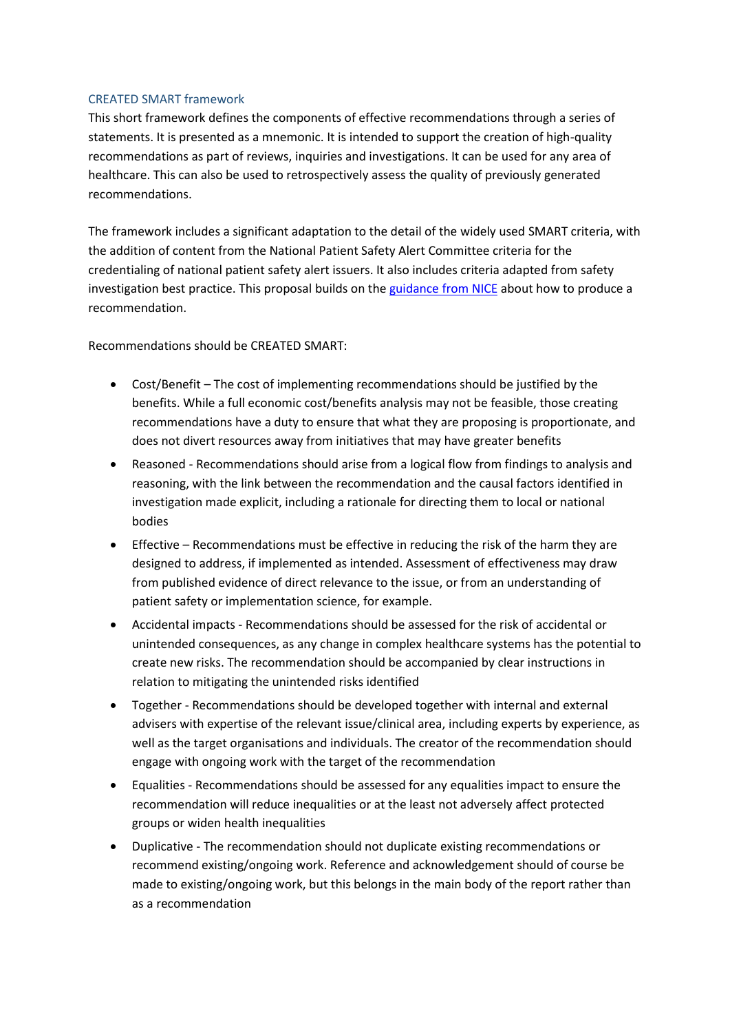## CREATED SMART framework

This short framework defines the components of effective recommendations through a series of statements. It is presented as a mnemonic. It is intended to support the creation of high-quality recommendations as part of reviews, inquiries and investigations. It can be used for any area of healthcare. This can also be used to retrospectively assess the quality of previously generated recommendations.

The framework includes a significant adaptation to the detail of the widely used SMART criteria, with the addition of content from the National Patient Safety Alert Committee criteria for the credentialing of national patient safety alert issuers. It also includes criteria adapted from safety investigation best practice. This proposal builds on the guidance from NICE about how to produce a recommendation.

Recommendations should be CREATED SMART:

- Cost/Benefit – The cost of implementing recommendations should be justified by the benefits. While a full economic cost/benefits analysis may not be feasible, those creating recommendations have a duty to ensure that what they are proposing is proportionate, and does not divert resources away from initiatives that may have greater benefits
- Reasoned - Recommendations should arise from a logical flow from findings to analysis and reasoning, with the link between the recommendation and the causal factors identified in investigation made explicit, including a rationale for directing them to local or national bodies
- Effective – Recommendations must be effective in reducing the risk of the harm they are designed to address, if implemented as intended. Assessment of effectiveness may draw from published evidence of direct relevance to the issue, or from an understanding of patient safety or implementation science, for example.
- Accidental impacts - Recommendations should be assessed for the risk of accidental or unintended consequences, as any change in complex healthcare systems has the potential to create new risks. The recommendation should be accompanied by clear instructions in relation to mitigating the unintended risks identified
- Together - Recommendations should be developed together with internal and external advisers with expertise of the relevant issue/clinical area, including experts by experience, as well as the target organisations and individuals. The creator of the recommendation should engage with ongoing work with the target of the recommendation
- Equalities - Recommendations should be assessed for any equalities impact to ensure the recommendation will reduce inequalities or at the least not adversely affect protected groups or widen health inequalities
- Duplicative - The recommendation should not duplicate existing recommendations or recommend existing/ongoing work. Reference and acknowledgement should of course be made to existing/ongoing work, but this belongs in the main body of the report rather than as a recommendation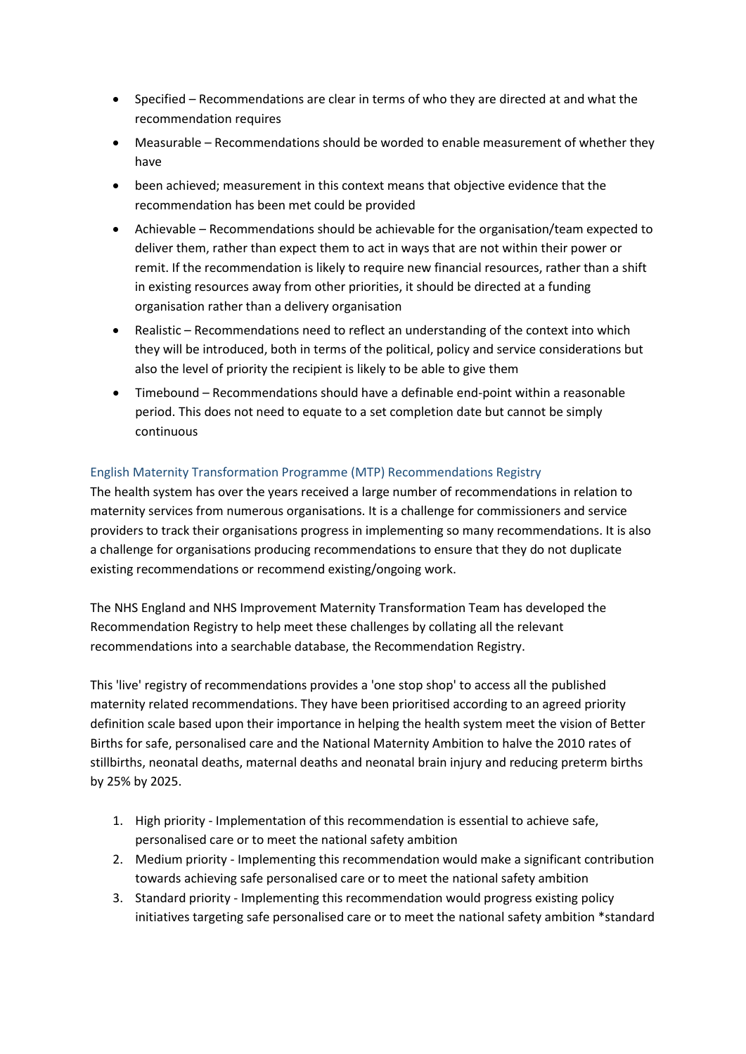- Specified – Recommendations are clear in terms of who they are directed at and what the recommendation requires
- Measurable – Recommendations should be worded to enable measurement of whether they have
- been achieved; measurement in this context means that objective evidence that the recommendation has been met could be provided
- Achievable – Recommendations should be achievable for the organisation/team expected to deliver them, rather than expect them to act in ways that are not within their power or remit. If the recommendation is likely to require new financial resources, rather than a shift in existing resources away from other priorities, it should be directed at a funding organisation rather than a delivery organisation
- Realistic – Recommendations need to reflect an understanding of the context into which they will be introduced, both in terms of the political, policy and service considerations but also the level of priority the recipient is likely to be able to give them
- Timebound – Recommendations should have a definable end-point within a reasonable period. This does not need to equate to a set completion date but cannot be simply continuous

### English Maternity Transformation Programme (MTP) Recommendations Registry

The health system has over the years received a large number of recommendations in relation to maternity services from numerous organisations. It is a challenge for commissioners and service providers to track their organisations progress in implementing so many recommendations. It is also a challenge for organisations producing recommendations to ensure that they do not duplicate existing recommendations or recommend existing/ongoing work.

The NHS England and NHS Improvement Maternity Transformation Team has developed the Recommendation Registry to help meet these challenges by collating all the relevant recommendations into a searchable database, the Recommendation Registry.

This 'live' registry of recommendations provides a 'one stop shop' to access all the published maternity related recommendations. They have been prioritised according to an agreed priority definition scale based upon their importance in helping the health system meet the vision of Better Births for safe, personalised care and the National Maternity Ambition to halve the 2010 rates of stillbirths, neonatal deaths, maternal deaths and neonatal brain injury and reducing preterm births by 25% by 2025.

1. High priority - Implementation of this recommendation is essential to achieve safe, personalised care or to meet the national safety ambition
2. Medium priority - Implementing this recommendation would make a significant contribution towards achieving safe personalised care or to meet the national safety ambition
3. Standard priority - Implementing this recommendation would progress existing policy initiatives targeting safe personalised care or to meet the national safety ambition *standard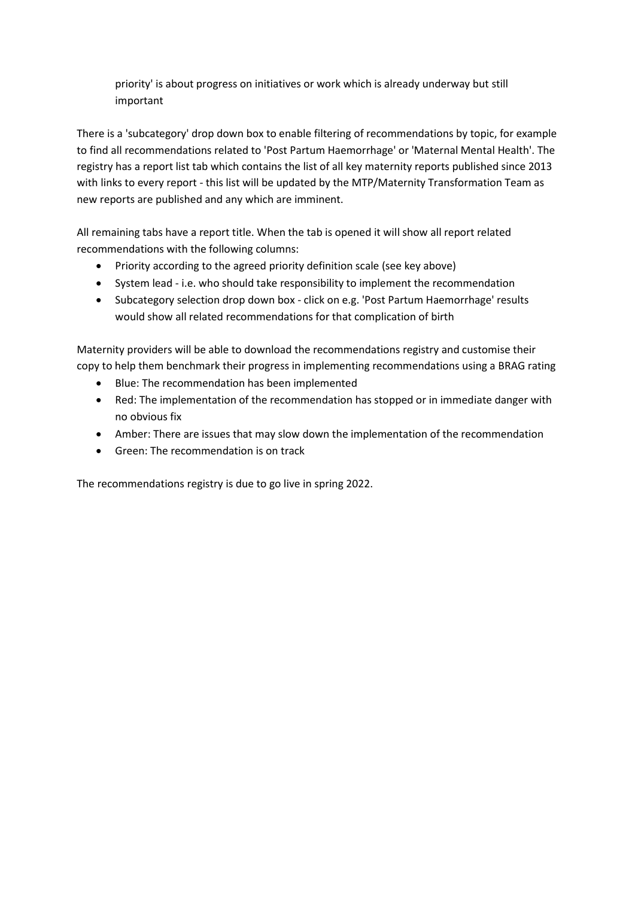priority' is about progress on initiatives or work which is already underway but still important

There is a 'subcategory' drop down box to enable filtering of recommendations by topic, for example to find all recommendations related to 'Post Partum Haemorrhage' or 'Maternal Mental Health'. The registry has a report list tab which contains the list of all key maternity reports published since 2013 with links to every report - this list will be updated by the MTP/Maternity Transformation Team as new reports are published and any which are imminent.

All remaining tabs have a report title. When the tab is opened it will show all report related recommendations with the following columns:

- Priority according to the agreed priority definition scale (see key above)
- System lead - i.e. who should take responsibility to implement the recommendation
- Subcategory selection drop down box - click on e.g. 'Post Partum Haemorrhage' results would show all related recommendations for that complication of birth

Maternity providers will be able to download the recommendations registry and customise their copy to help them benchmark their progress in implementing recommendations using a BRAG rating

- Blue: The recommendation has been implemented
- Red: The implementation of the recommendation has stopped or in immediate danger with no obvious fix
- Amber: There are issues that may slow down the implementation of the recommendation
- Green: The recommendation is on track

The recommendations registry is due to go live in spring 2022.